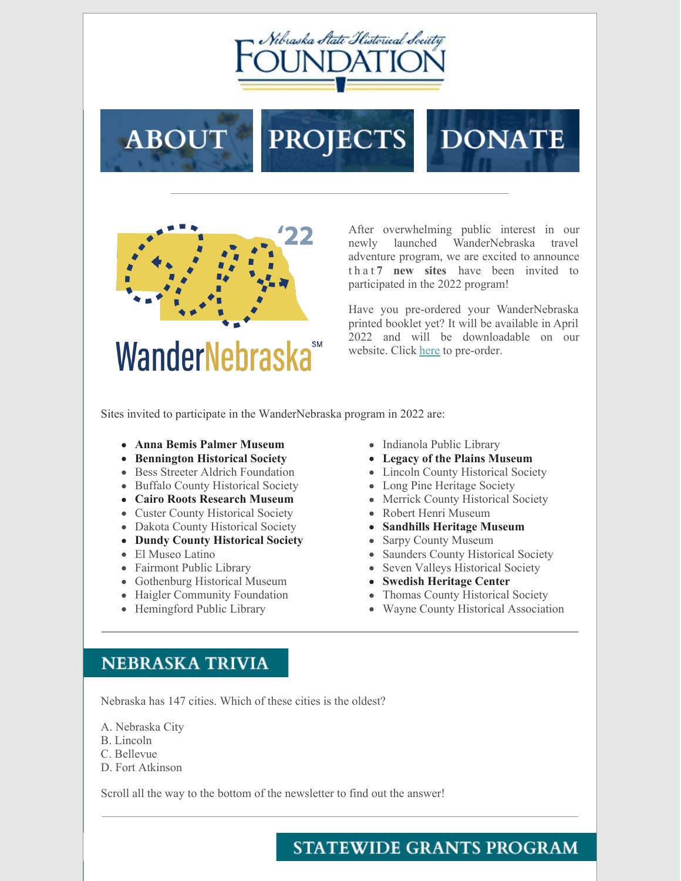Nebraska State Historical Society
# FOUNDATION

ABOUT | PROJECTS | DONATE

---

WanderNebraska '22

After overwhelming public interest in our newly launched WanderNebraska travel adventure program, we are excited to announce that **7 new sites** have been invited to participated in the 2022 program!

Have you pre-ordered your WanderNebraska printed booklet yet? It will be available in April 2022 and will be downloadable on our website. Click here to pre-order.

Sites invited to participate in the WanderNebraska program in 2022 are:

- **Anna Bemis Palmer Museum**
- **Bennington Historical Society**
- Bess Streeter Aldrich Foundation
- Buffalo County Historical Society
- **Cairo Roots Research Museum**
- Custer County Historical Society
- Dakota County Historical Society
- **Dundy County Historical Society**
- El Museo Latino
- Fairmont Public Library
- Gothenburg Historical Museum
- Haigler Community Foundation
- Hemingford Public Library
- Indianola Public Library
- **Legacy of the Plains Museum**
- Lincoln County Historical Society
- Long Pine Heritage Society
- Merrick County Historical Society
- Robert Henri Museum
- **Sandhills Heritage Museum**
- Sarpy County Museum
- Saunders County Historical Society
- Seven Valleys Historical Society
- **Swedish Heritage Center**
- Thomas County Historical Society
- Wayne County Historical Association

---

## NEBRASKA TRIVIA

Nebraska has 147 cities. Which of these cities is the oldest?

A. Nebraska City
B. Lincoln
C. Bellevue
D. Fort Atkinson

Scroll all the way to the bottom of the newsletter to find out the answer!

---

## STATEWIDE GRANTS PROGRAM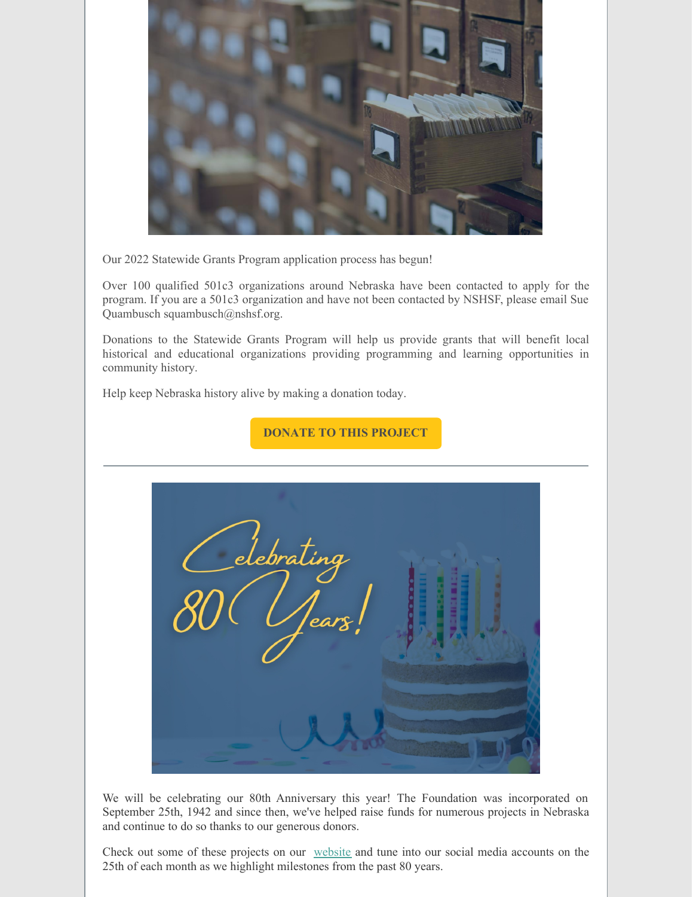Our 2022 Statewide Grants Program application process has begun!

Over 100 qualified 501c3 organizations around Nebraska have been contacted to apply for the program. If you are a 501c3 organization and have not been contacted by NSHSF, please email Sue Quambusch squambusch@nshsf.org.

Donations to the Statewide Grants Program will help us provide grants that will benefit local historical and educational organizations providing programming and learning opportunities in community history.

Help keep Nebraska history alive by making a donation today.

**DONATE TO THIS PROJECT**

---

We will be celebrating our 80th Anniversary this year! The Foundation was incorporated on September 25th, 1942 and since then, we've helped raise funds for numerous projects in Nebraska and continue to do so thanks to our generous donors.

Check out some of these projects on our website and tune into our social media accounts on the 25th of each month as we highlight milestones from the past 80 years.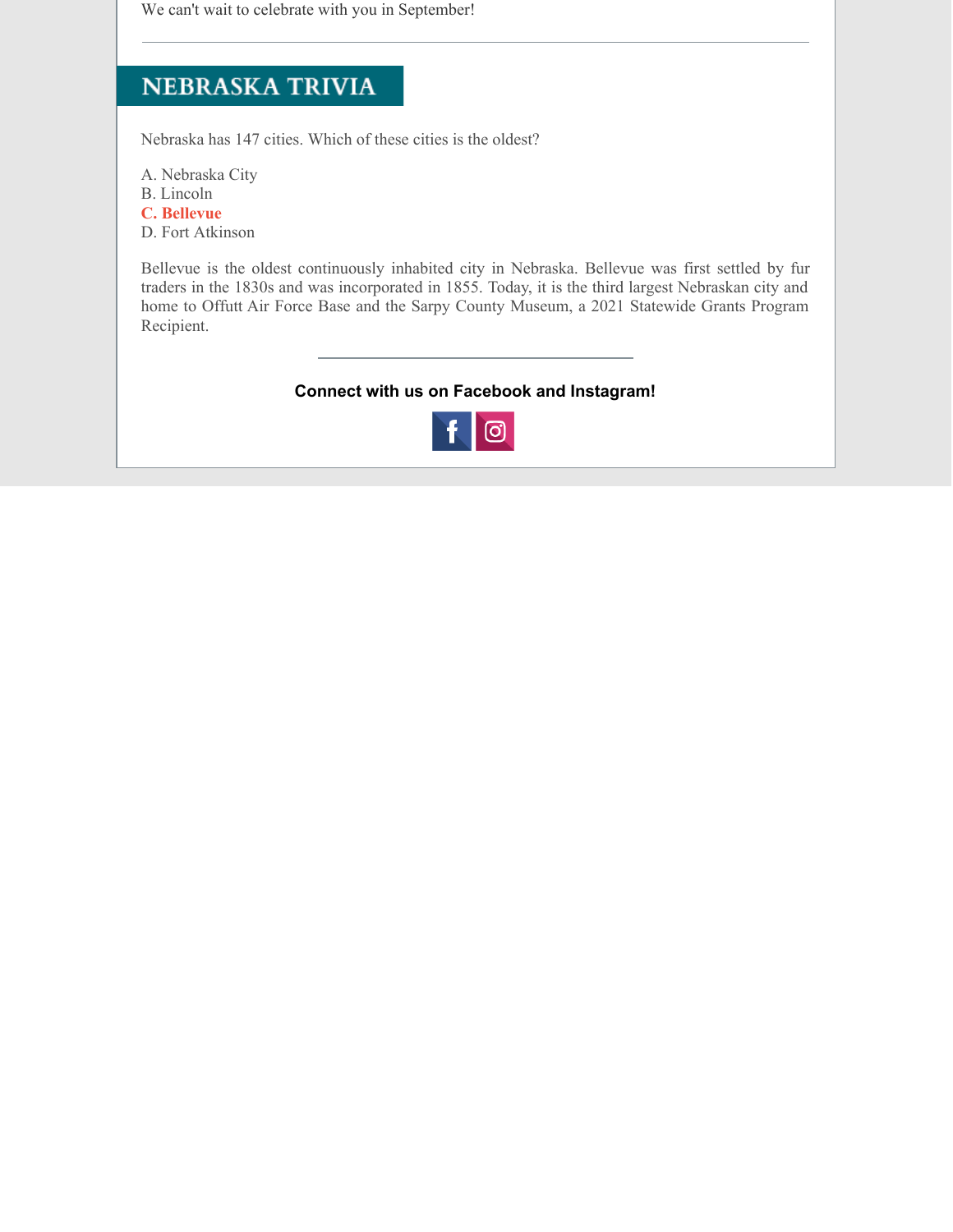We can't wait to celebrate with you in September!

---

## NEBRASKA TRIVIA

Nebraska has 147 cities. Which of these cities is the oldest?

A. Nebraska City
B. Lincoln
**C. Bellevue**
D. Fort Atkinson

Bellevue is the oldest continuously inhabited city in Nebraska. Bellevue was first settled by fur traders in the 1830s and was incorporated in 1855. Today, it is the third largest Nebraskan city and home to Offutt Air Force Base and the Sarpy County Museum, a 2021 Statewide Grants Program Recipient.

---

**Connect with us on Facebook and Instagram!**